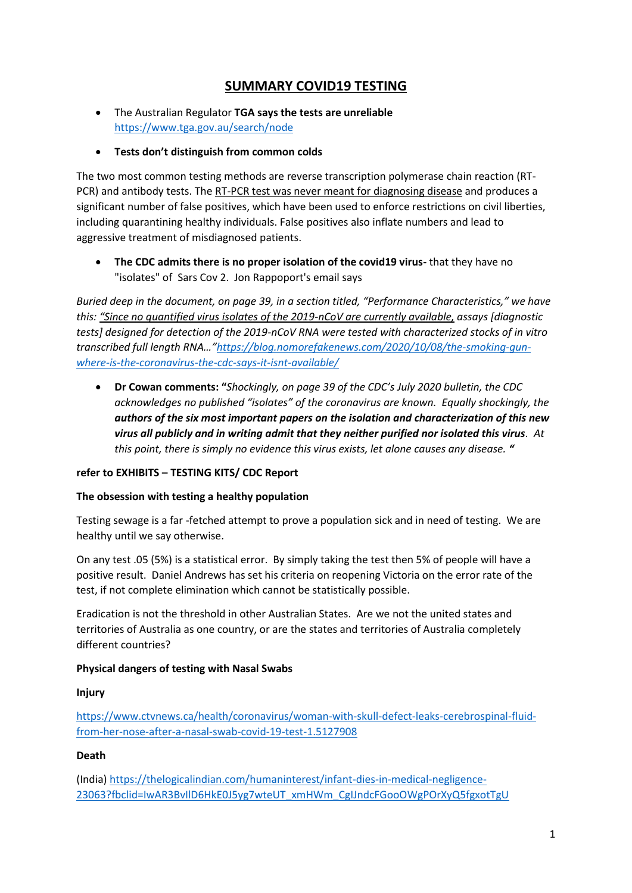# SUMMARY COVID19 TESTING

- The Australian Regulator **TGA says the tests are unreliable** https://www.tga.gov.au/search/node
- **Tests don't distinguish from common colds**

The two most common testing methods are reverse transcription polymerase chain reaction (RT-PCR) and antibody tests. The RT-PCR test was never meant for diagnosing disease and produces a significant number of false positives, which have been used to enforce restrictions on civil liberties, including quarantining healthy individuals. False positives also inflate numbers and lead to aggressive treatment of misdiagnosed patients.

- **The CDC admits there is no proper isolation of the covid19 virus-** that they have no "isolates" of Sars Cov 2. Jon Rappoport's email says

*Buried deep in the document, on page 39, in a section titled, "Performance Characteristics," we have this: "Since no quantified virus isolates of the 2019-nCoV are currently available, assays [diagnostic tests] designed for detection of the 2019-nCoV RNA were tested with characterized stocks of in vitro transcribed full length RNA…"https://blog.nomorefakenews.com/2020/10/08/the-smoking-gun-where-is-the-coronavirus-the-cdc-says-it-isnt-available/*

- **Dr Cowan comments: "***Shockingly, on page 39 of the CDC's July 2020 bulletin, the CDC acknowledges no published "isolates" of the coronavirus are known. Equally shockingly, the* ***authors of the six most important papers on the isolation and characterization of this new virus all publicly and in writing admit that they neither purified nor isolated this virus****. At this point, there is simply no evidence this virus exists, let alone causes any disease.* **"**

**refer to EXHIBITS – TESTING KITS/ CDC Report**

**The obsession with testing a healthy population**

Testing sewage is a far -fetched attempt to prove a population sick and in need of testing. We are healthy until we say otherwise.

On any test .05 (5%) is a statistical error. By simply taking the test then 5% of people will have a positive result. Daniel Andrews has set his criteria on reopening Victoria on the error rate of the test, if not complete elimination which cannot be statistically possible.

Eradication is not the threshold in other Australian States. Are we not the united states and territories of Australia as one country, or are the states and territories of Australia completely different countries?

**Physical dangers of testing with Nasal Swabs**

**Injury**

https://www.ctvnews.ca/health/coronavirus/woman-with-skull-defect-leaks-cerebrospinal-fluid-from-her-nose-after-a-nasal-swab-covid-19-test-1.5127908

**Death**

(India) https://thelogicalindian.com/humaninterest/infant-dies-in-medical-negligence-23063?fbclid=IwAR3BvlID6HkE0J5yg7wteUT_xmHWm_CgIJndcFGooOWgPOrXyQ5fgxotTgU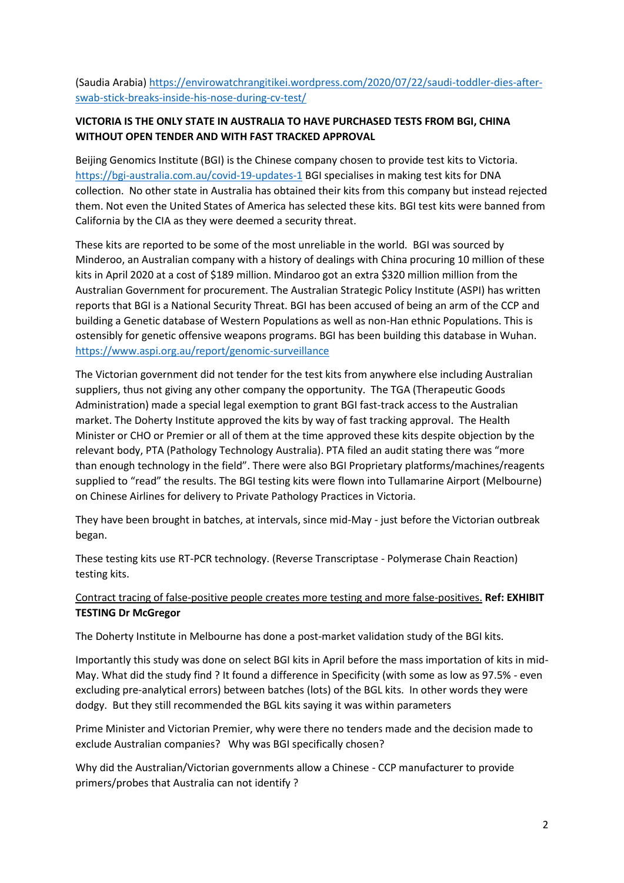(Saudia Arabia) [https://envirowatchrangitikei.wordpress.com/2020/07/22/saudi-toddler-dies-after-swab-stick-breaks-inside-his-nose-during-cv-test/](https://envirowatchrangitikei.wordpress.com/2020/07/22/saudi-toddler-dies-after-swab-stick-breaks-inside-his-nose-during-cv-test/)

**VICTORIA IS THE ONLY STATE IN AUSTRALIA TO HAVE PURCHASED TESTS FROM BGI, CHINA WITHOUT OPEN TENDER AND WITH FAST TRACKED APPROVAL**

Beijing Genomics Institute (BGI) is the Chinese company chosen to provide test kits to Victoria. [https://bgi-australia.com.au/covid-19-updates-1](https://bgi-australia.com.au/covid-19-updates-1) BGI specialises in making test kits for DNA collection. No other state in Australia has obtained their kits from this company but instead rejected them. Not even the United States of America has selected these kits. BGI test kits were banned from California by the CIA as they were deemed a security threat.

These kits are reported to be some of the most unreliable in the world. BGI was sourced by Minderoo, an Australian company with a history of dealings with China procuring 10 million of these kits in April 2020 at a cost of $189 million. Mindaroo got an extra $320 million million from the Australian Government for procurement. The Australian Strategic Policy Institute (ASPI) has written reports that BGI is a National Security Threat. BGI has been accused of being an arm of the CCP and building a Genetic database of Western Populations as well as non-Han ethnic Populations. This is ostensibly for genetic offensive weapons programs. BGI has been building this database in Wuhan. [https://www.aspi.org.au/report/genomic-surveillance](https://www.aspi.org.au/report/genomic-surveillance)

The Victorian government did not tender for the test kits from anywhere else including Australian suppliers, thus not giving any other company the opportunity. The TGA (Therapeutic Goods Administration) made a special legal exemption to grant BGI fast-track access to the Australian market. The Doherty Institute approved the kits by way of fast tracking approval. The Health Minister or CHO or Premier or all of them at the time approved these kits despite objection by the relevant body, PTA (Pathology Technology Australia). PTA filed an audit stating there was "more than enough technology in the field". There were also BGI Proprietary platforms/machines/reagents supplied to "read" the results. The BGI testing kits were flown into Tullamarine Airport (Melbourne) on Chinese Airlines for delivery to Private Pathology Practices in Victoria.

They have been brought in batches, at intervals, since mid-May - just before the Victorian outbreak began.

These testing kits use RT-PCR technology. (Reverse Transcriptase - Polymerase Chain Reaction) testing kits.

<u>Contract tracing of false-positive people creates more testing and more false-positives.</u> **Ref: EXHIBIT TESTING Dr McGregor**

The Doherty Institute in Melbourne has done a post-market validation study of the BGI kits.

Importantly this study was done on select BGI kits in April before the mass importation of kits in mid-May. What did the study find ? It found a difference in Specificity (with some as low as 97.5% - even excluding pre-analytical errors) between batches (lots) of the BGL kits. In other words they were dodgy. But they still recommended the BGL kits saying it was within parameters

Prime Minister and Victorian Premier, why were there no tenders made and the decision made to exclude Australian companies? Why was BGI specifically chosen?

Why did the Australian/Victorian governments allow a Chinese - CCP manufacturer to provide primers/probes that Australia can not identify ?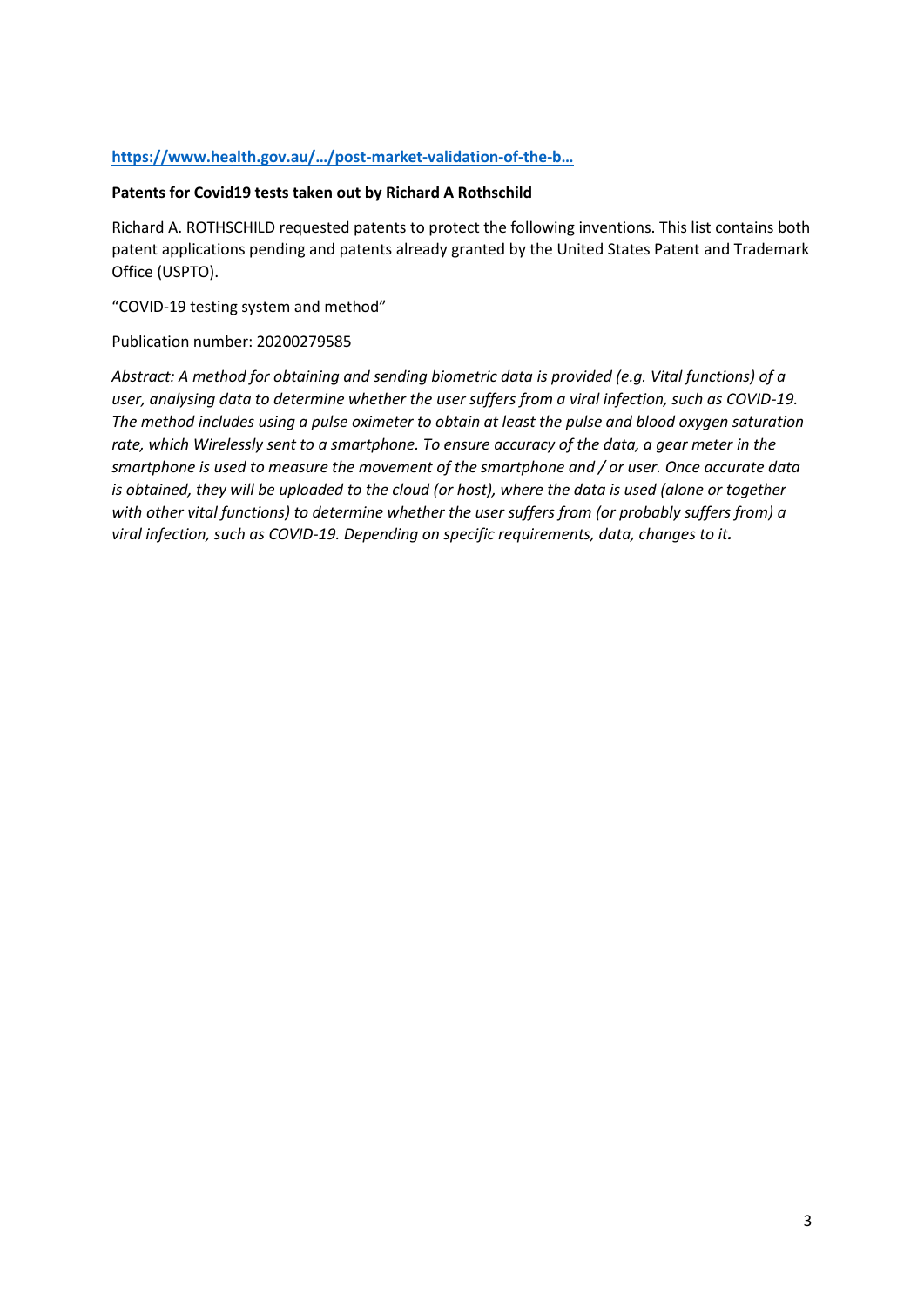[https://www.health.gov.au/…/post-market-validation-of-the-b…](https://www.health.gov.au/…/post-market-validation-of-the-b…)

**Patents for Covid19 tests taken out by Richard A Rothschild**

Richard A. ROTHSCHILD requested patents to protect the following inventions. This list contains both patent applications pending and patents already granted by the United States Patent and Trademark Office (USPTO).

“COVID-19 testing system and method”

Publication number: 20200279585

*Abstract: A method for obtaining and sending biometric data is provided (e.g. Vital functions) of a user, analysing data to determine whether the user suffers from a viral infection, such as COVID-19. The method includes using a pulse oximeter to obtain at least the pulse and blood oxygen saturation rate, which Wirelessly sent to a smartphone. To ensure accuracy of the data, a gear meter in the smartphone is used to measure the movement of the smartphone and / or user. Once accurate data is obtained, they will be uploaded to the cloud (or host), where the data is used (alone or together with other vital functions) to determine whether the user suffers from (or probably suffers from) a viral infection, such as COVID-19. Depending on specific requirements, data, changes to it.*